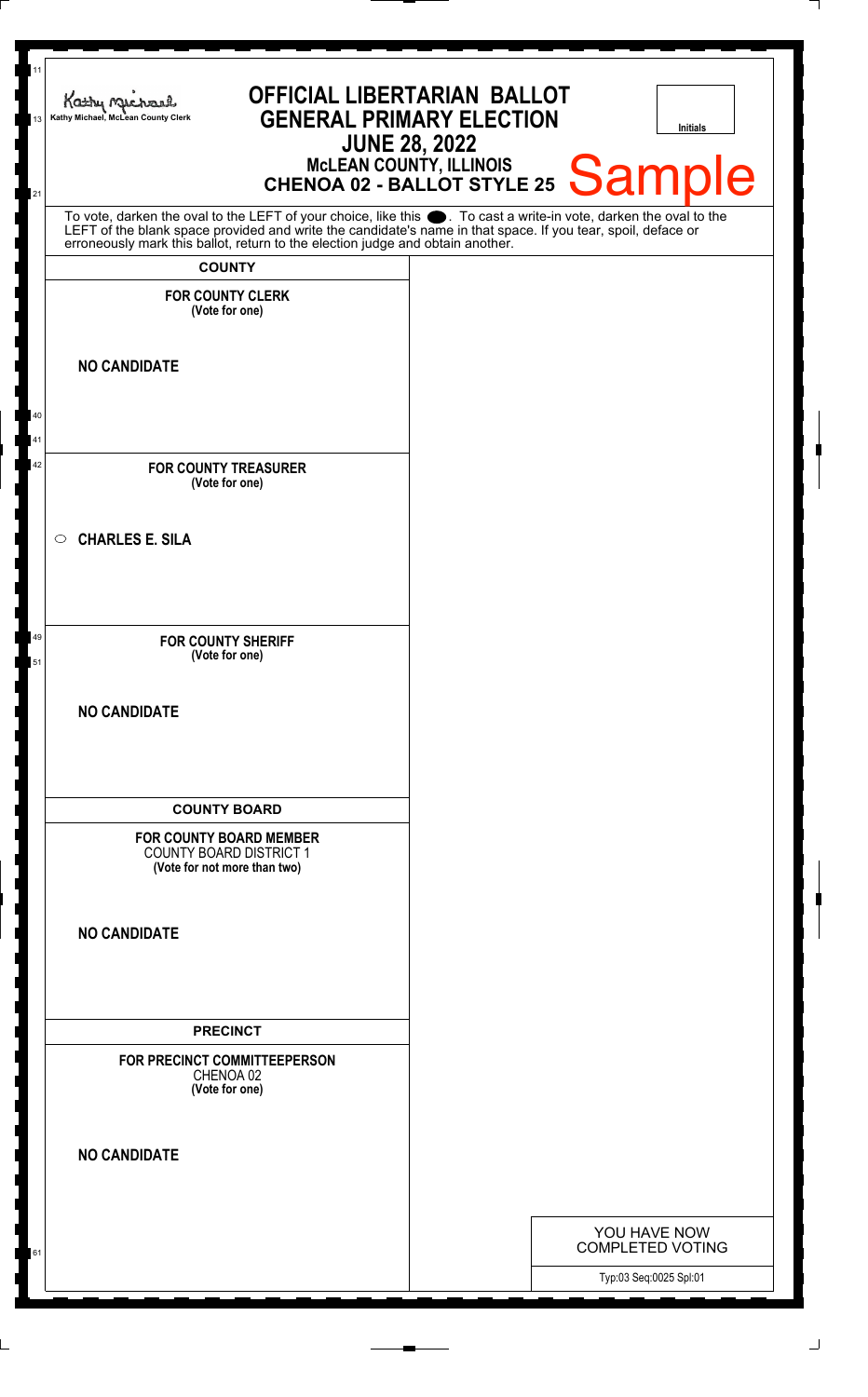Kathy Michael, McLean County Clerk

# OFFICIAL LIBERTARIAN BALLOT
## GENERAL PRIMARY ELECTION
## JUNE 28, 2022
### McLEAN COUNTY, ILLINOIS
### CHENOA 02 - BALLOT STYLE 25

**Sample**

Initials

To vote, darken the oval to the LEFT of your choice, like this ●. To cast a write-in vote, darken the oval to the LEFT of the blank space provided and write the candidate's name in that space. If you tear, spoil, deface or erroneously mark this ballot, return to the election judge and obtain another.

## COUNTY

**FOR COUNTY CLERK**
**(Vote for one)**

**NO CANDIDATE**

**FOR COUNTY TREASURER**
**(Vote for one)**

○ **CHARLES E. SILA**

**FOR COUNTY SHERIFF**
**(Vote for one)**

**NO CANDIDATE**

## COUNTY BOARD

**FOR COUNTY BOARD MEMBER**
COUNTY BOARD DISTRICT 1
**(Vote for not more than two)**

**NO CANDIDATE**

## PRECINCT

**FOR PRECINCT COMMITTEEPERSON**
CHENOA 02
**(Vote for one)**

**NO CANDIDATE**

YOU HAVE NOW COMPLETED VOTING

Typ:03 Seq:0025 Spl:01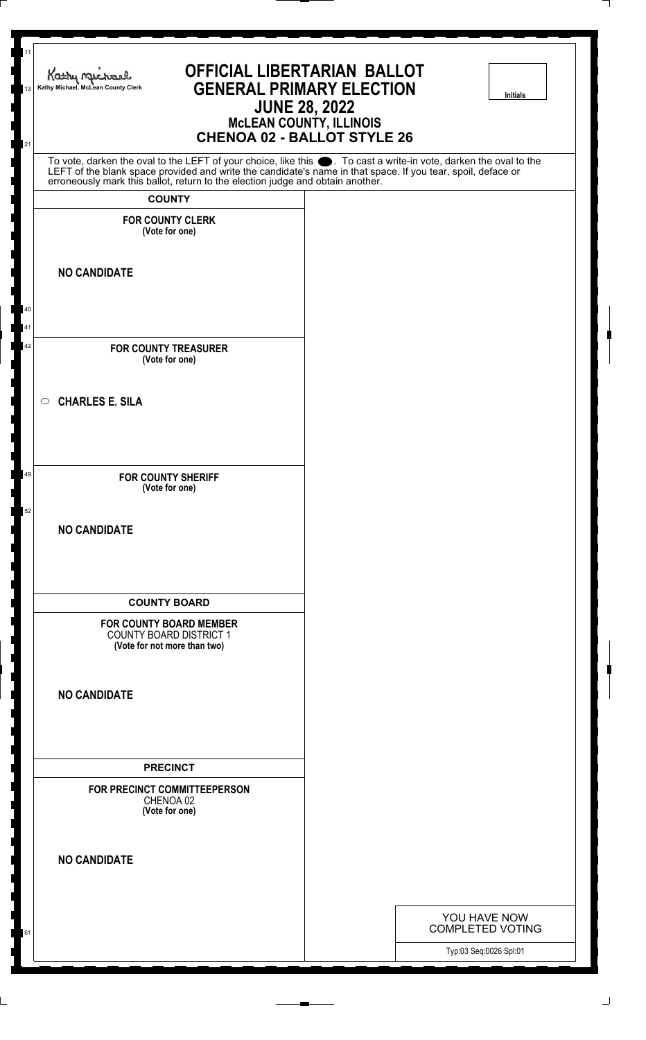Kathy Michael, McLean County Clerk

# OFFICIAL LIBERTARIAN BALLOT
## GENERAL PRIMARY ELECTION
## JUNE 28, 2022
### McLEAN COUNTY, ILLINOIS
### CHENOA 02 - BALLOT STYLE 26

Initials

To vote, darken the oval to the LEFT of your choice, like this ⬤. To cast a write-in vote, darken the oval to the LEFT of the blank space provided and write the candidate's name in that space. If you tear, spoil, deface or erroneously mark this ballot, return to the election judge and obtain another.

**COUNTY**

**FOR COUNTY CLERK**
**(Vote for one)**

**NO CANDIDATE**

**FOR COUNTY TREASURER**
**(Vote for one)**

○ **CHARLES E. SILA**

**FOR COUNTY SHERIFF**
**(Vote for one)**

**NO CANDIDATE**

**COUNTY BOARD**

**FOR COUNTY BOARD MEMBER**
COUNTY BOARD DISTRICT 1
**(Vote for not more than two)**

**NO CANDIDATE**

**PRECINCT**

**FOR PRECINCT COMMITTEEPERSON**
CHENOA 02
**(Vote for one)**

**NO CANDIDATE**

YOU HAVE NOW COMPLETED VOTING

Typ:03 Seq:0026 Spl:01